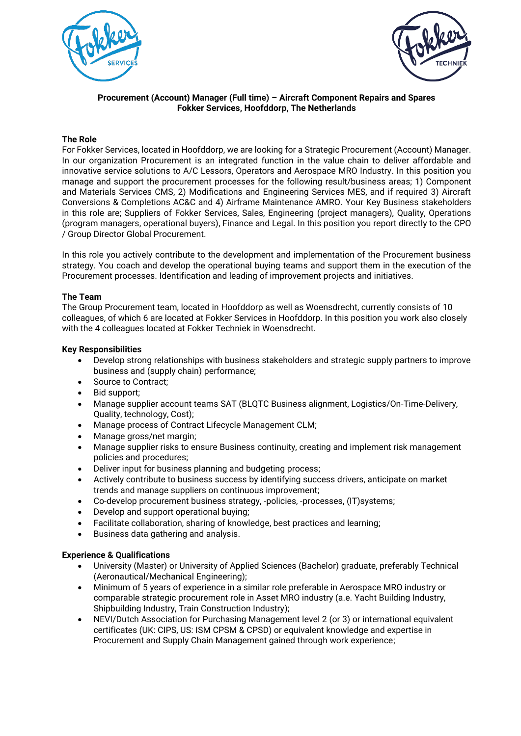**Procurement (Account) Manager (Full time) – Aircraft Component Repairs and Spares**
**Fokker Services, Hoofddorp, The Netherlands**

## The Role

For Fokker Services, located in Hoofddorp, we are looking for a Strategic Procurement (Account) Manager. In our organization Procurement is an integrated function in the value chain to deliver affordable and innovative service solutions to A/C Lessors, Operators and Aerospace MRO Industry. In this position you manage and support the procurement processes for the following result/business areas; 1) Component and Materials Services CMS, 2) Modifications and Engineering Services MES, and if required 3) Aircraft Conversions & Completions AC&C and 4) Airframe Maintenance AMRO. Your Key Business stakeholders in this role are; Suppliers of Fokker Services, Sales, Engineering (project managers), Quality, Operations (program managers, operational buyers), Finance and Legal. In this position you report directly to the CPO / Group Director Global Procurement.

In this role you actively contribute to the development and implementation of the Procurement business strategy. You coach and develop the operational buying teams and support them in the execution of the Procurement processes. Identification and leading of improvement projects and initiatives.

## The Team

The Group Procurement team, located in Hoofddorp as well as Woensdrecht, currently consists of 10 colleagues, of which 6 are located at Fokker Services in Hoofddorp. In this position you work also closely with the 4 colleagues located at Fokker Techniek in Woensdrecht.

## Key Responsibilities

- Develop strong relationships with business stakeholders and strategic supply partners to improve business and (supply chain) performance;
- Source to Contract;
- Bid support;
- Manage supplier account teams SAT (BLQTC Business alignment, Logistics/On-Time-Delivery, Quality, technology, Cost);
- Manage process of Contract Lifecycle Management CLM;
- Manage gross/net margin;
- Manage supplier risks to ensure Business continuity, creating and implement risk management policies and procedures;
- Deliver input for business planning and budgeting process;
- Actively contribute to business success by identifying success drivers, anticipate on market trends and manage suppliers on continuous improvement;
- Co-develop procurement business strategy, -policies, -processes, (IT)systems;
- Develop and support operational buying;
- Facilitate collaboration, sharing of knowledge, best practices and learning;
- Business data gathering and analysis.

## Experience & Qualifications

- University (Master) or University of Applied Sciences (Bachelor) graduate, preferably Technical (Aeronautical/Mechanical Engineering);
- Minimum of 5 years of experience in a similar role preferable in Aerospace MRO industry or comparable strategic procurement role in Asset MRO industry (a.e. Yacht Building Industry, Shipbuilding Industry, Train Construction Industry);
- NEVI/Dutch Association for Purchasing Management level 2 (or 3) or international equivalent certificates (UK: CIPS, US: ISM CPSM & CPSD) or equivalent knowledge and expertise in Procurement and Supply Chain Management gained through work experience;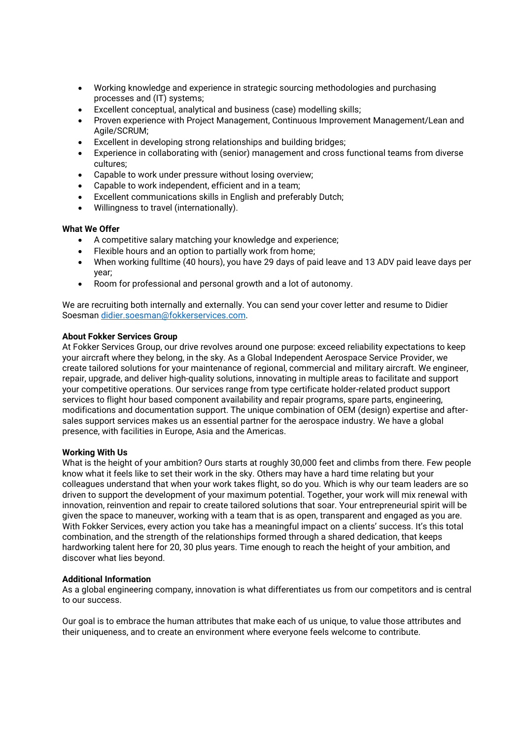- Working knowledge and experience in strategic sourcing methodologies and purchasing processes and (IT) systems;
- Excellent conceptual, analytical and business (case) modelling skills;
- Proven experience with Project Management, Continuous Improvement Management/Lean and Agile/SCRUM;
- Excellent in developing strong relationships and building bridges;
- Experience in collaborating with (senior) management and cross functional teams from diverse cultures;
- Capable to work under pressure without losing overview;
- Capable to work independent, efficient and in a team;
- Excellent communications skills in English and preferably Dutch;
- Willingness to travel (internationally).

**What We Offer**

- A competitive salary matching your knowledge and experience;
- Flexible hours and an option to partially work from home;
- When working fulltime (40 hours), you have 29 days of paid leave and 13 ADV paid leave days per year;
- Room for professional and personal growth and a lot of autonomy.

We are recruiting both internally and externally. You can send your cover letter and resume to Didier Soesman [didier.soesman@fokkerservices.com](mailto:didier.soesman@fokkerservices.com).

**About Fokker Services Group**

At Fokker Services Group, our drive revolves around one purpose: exceed reliability expectations to keep your aircraft where they belong, in the sky. As a Global Independent Aerospace Service Provider, we create tailored solutions for your maintenance of regional, commercial and military aircraft. We engineer, repair, upgrade, and deliver high-quality solutions, innovating in multiple areas to facilitate and support your competitive operations. Our services range from type certificate holder-related product support services to flight hour based component availability and repair programs, spare parts, engineering, modifications and documentation support. The unique combination of OEM (design) expertise and after-sales support services makes us an essential partner for the aerospace industry. We have a global presence, with facilities in Europe, Asia and the Americas.

**Working With Us**

What is the height of your ambition? Ours starts at roughly 30,000 feet and climbs from there. Few people know what it feels like to set their work in the sky. Others may have a hard time relating but your colleagues understand that when your work takes flight, so do you. Which is why our team leaders are so driven to support the development of your maximum potential. Together, your work will mix renewal with innovation, reinvention and repair to create tailored solutions that soar. Your entrepreneurial spirit will be given the space to maneuver, working with a team that is as open, transparent and engaged as you are. With Fokker Services, every action you take has a meaningful impact on a clients' success. It's this total combination, and the strength of the relationships formed through a shared dedication, that keeps hardworking talent here for 20, 30 plus years. Time enough to reach the height of your ambition, and discover what lies beyond.

**Additional Information**

As a global engineering company, innovation is what differentiates us from our competitors and is central to our success.

Our goal is to embrace the human attributes that make each of us unique, to value those attributes and their uniqueness, and to create an environment where everyone feels welcome to contribute.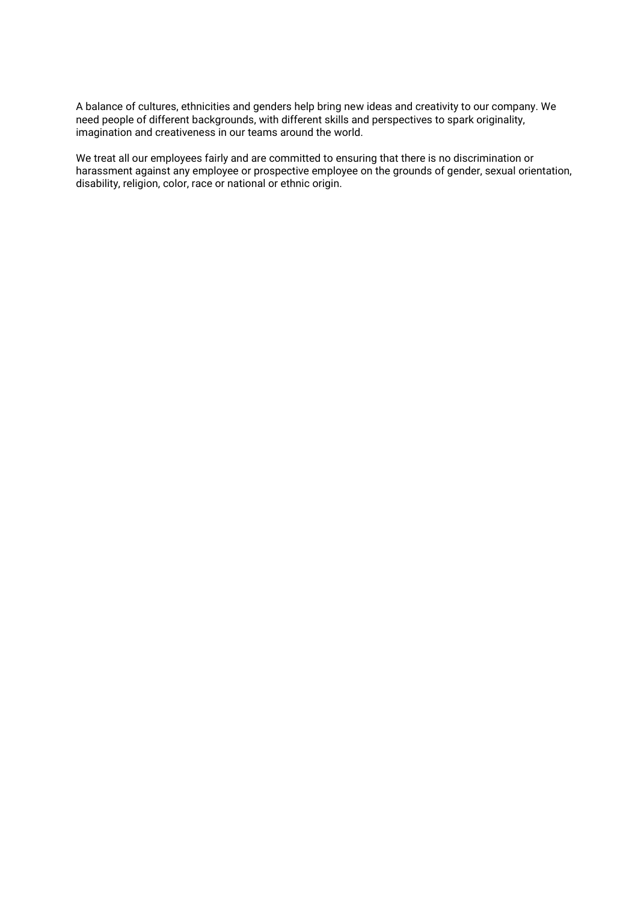A balance of cultures, ethnicities and genders help bring new ideas and creativity to our company. We need people of different backgrounds, with different skills and perspectives to spark originality, imagination and creativeness in our teams around the world.

We treat all our employees fairly and are committed to ensuring that there is no discrimination or harassment against any employee or prospective employee on the grounds of gender, sexual orientation, disability, religion, color, race or national or ethnic origin.